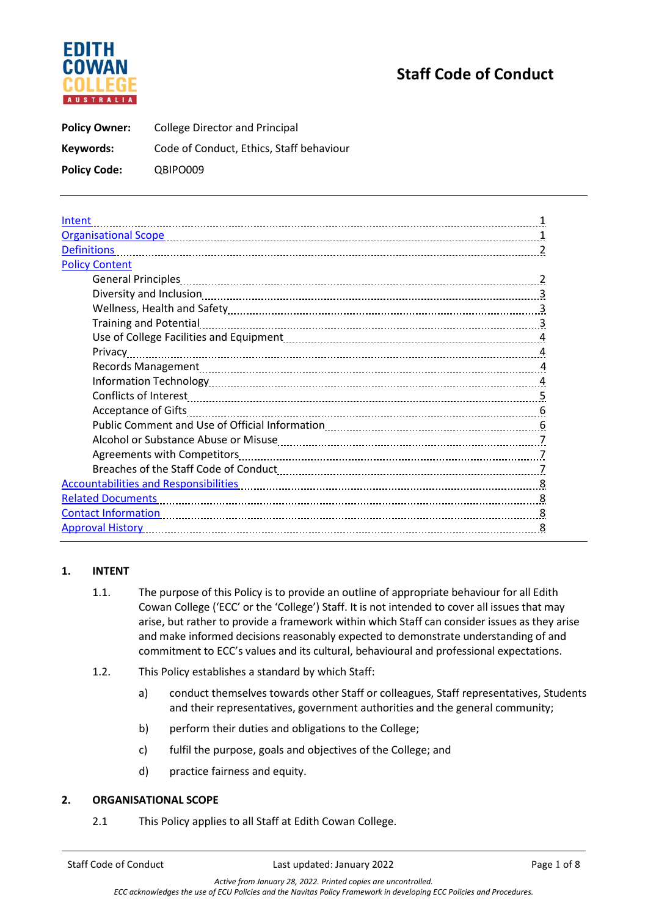# Staff Code of Conduct

**Policy Owner:** College Director and Principal

**Keywords:** Code of Conduct, Ethics, Staff behaviour

**Policy Code:** QBIPO009

---

| | |
|---|---|
| Intent | 1 |
| Organisational Scope | 1 |
| Definitions | 2 |
| Policy Content | |
| General Principles | 2 |
| Diversity and Inclusion | 3 |
| Wellness, Health and Safety | 3 |
| Training and Potential | 3 |
| Use of College Facilities and Equipment | 4 |
| Privacy | 4 |
| Records Management | 4 |
| Information Technology | 4 |
| Conflicts of Interest | 5 |
| Acceptance of Gifts | 6 |
| Public Comment and Use of Official Information | 6 |
| Alcohol or Substance Abuse or Misuse | 7 |
| Agreements with Competitors | 7 |
| Breaches of the Staff Code of Conduct | 7 |
| Accountabilities and Responsibilities | 8 |
| Related Documents | 8 |
| Contact Information | 8 |
| Approval History | 8 |

---

## 1. INTENT

1.1. The purpose of this Policy is to provide an outline of appropriate behaviour for all Edith Cowan College ('ECC' or the 'College') Staff. It is not intended to cover all issues that may arise, but rather to provide a framework within which Staff can consider issues as they arise and make informed decisions reasonably expected to demonstrate understanding of and commitment to ECC's values and its cultural, behavioural and professional expectations.

1.2. This Policy establishes a standard by which Staff:

a) conduct themselves towards other Staff or colleagues, Staff representatives, Students and their representatives, government authorities and the general community;

b) perform their duties and obligations to the College;

c) fulfil the purpose, goals and objectives of the College; and

d) practice fairness and equity.

## 2. ORGANISATIONAL SCOPE

2.1 This Policy applies to all Staff at Edith Cowan College.

*Active from January 28, 2022. Printed copies are uncontrolled.*

*ECC acknowledges the use of ECU Policies and the Navitas Policy Framework in developing ECC Policies and Procedures.*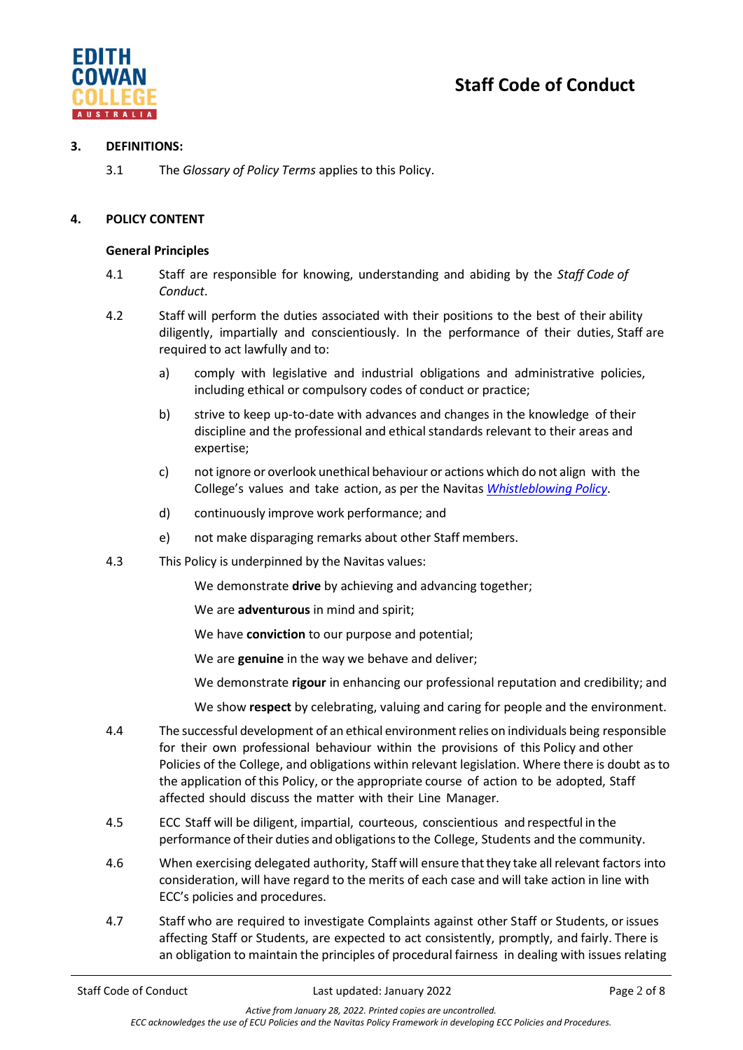## 3. DEFINITIONS:

3.1 The *Glossary of Policy Terms* applies to this Policy.

## 4. POLICY CONTENT

### General Principles

4.1 Staff are responsible for knowing, understanding and abiding by the *Staff Code of Conduct*.

4.2 Staff will perform the duties associated with their positions to the best of their ability diligently, impartially and conscientiously. In the performance of their duties, Staff are required to act lawfully and to:

a) comply with legislative and industrial obligations and administrative policies, including ethical or compulsory codes of conduct or practice;

b) strive to keep up-to-date with advances and changes in the knowledge of their discipline and the professional and ethical standards relevant to their areas and expertise;

c) not ignore or overlook unethical behaviour or actions which do not align with the College's values and take action, as per the Navitas *Whistleblowing Policy*.

d) continuously improve work performance; and

e) not make disparaging remarks about other Staff members.

4.3 This Policy is underpinned by the Navitas values:

We demonstrate **drive** by achieving and advancing together;

We are **adventurous** in mind and spirit;

We have **conviction** to our purpose and potential;

We are **genuine** in the way we behave and deliver;

We demonstrate **rigour** in enhancing our professional reputation and credibility; and

We show **respect** by celebrating, valuing and caring for people and the environment.

4.4 The successful development of an ethical environment relies on individuals being responsible for their own professional behaviour within the provisions of this Policy and other Policies of the College, and obligations within relevant legislation. Where there is doubt as to the application of this Policy, or the appropriate course of action to be adopted, Staff affected should discuss the matter with their Line Manager.

4.5 ECC Staff will be diligent, impartial, courteous, conscientious and respectful in the performance of their duties and obligations to the College, Students and the community.

4.6 When exercising delegated authority, Staff will ensure that they take all relevant factors into consideration, will have regard to the merits of each case and will take action in line with ECC's policies and procedures.

4.7 Staff who are required to investigate Complaints against other Staff or Students, or issues affecting Staff or Students, are expected to act consistently, promptly, and fairly. There is an obligation to maintain the principles of procedural fairness in dealing with issues relating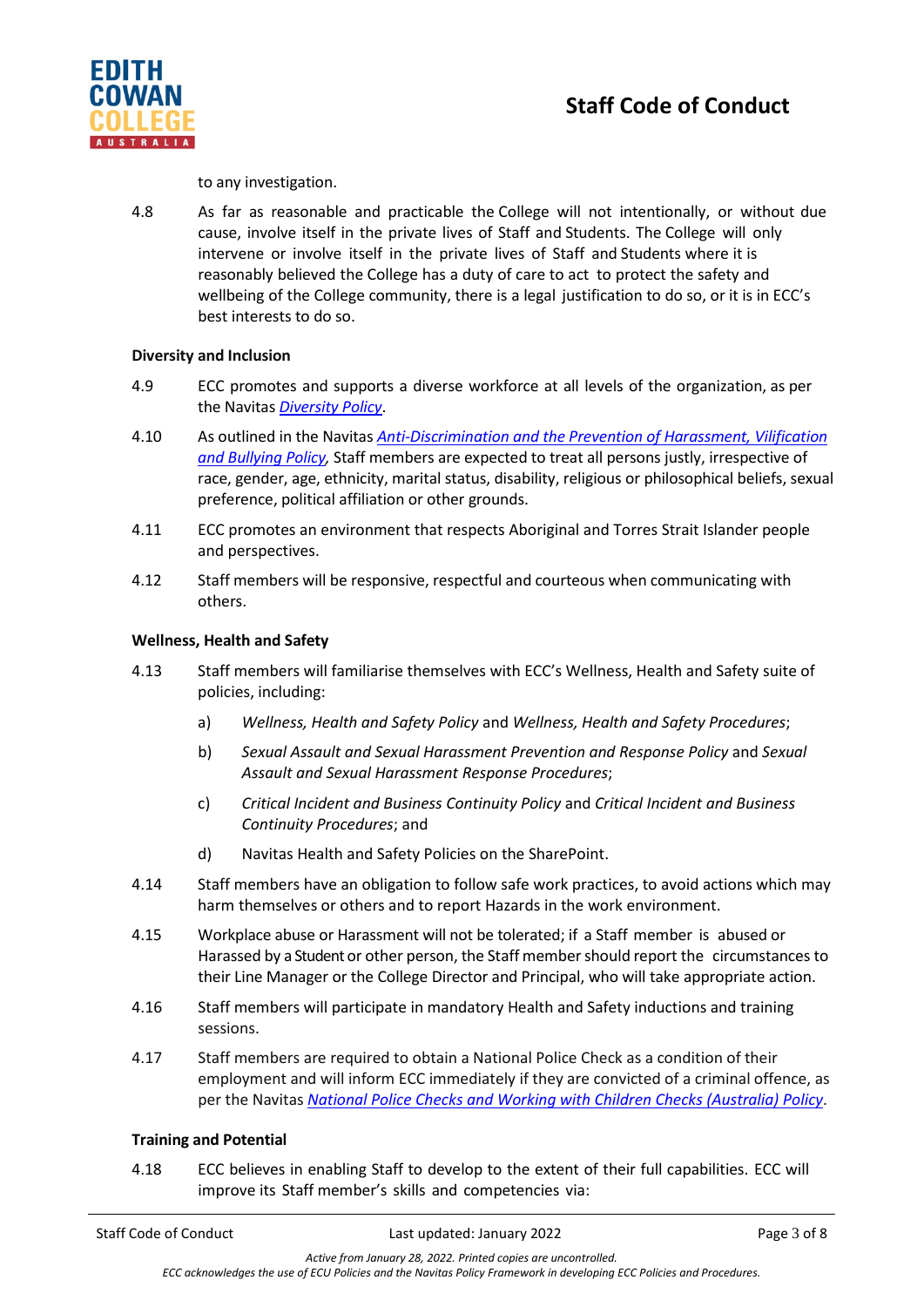to any investigation.

4.8 As far as reasonable and practicable the College will not intentionally, or without due cause, involve itself in the private lives of Staff and Students. The College will only intervene or involve itself in the private lives of Staff and Students where it is reasonably believed the College has a duty of care to act to protect the safety and wellbeing of the College community, there is a legal justification to do so, or it is in ECC's best interests to do so.

**Diversity and Inclusion**

4.9 ECC promotes and supports a diverse workforce at all levels of the organization, as per the Navitas *Diversity Policy*.

4.10 As outlined in the Navitas *Anti-Discrimination and the Prevention of Harassment, Vilification and Bullying Policy*, Staff members are expected to treat all persons justly, irrespective of race, gender, age, ethnicity, marital status, disability, religious or philosophical beliefs, sexual preference, political affiliation or other grounds.

4.11 ECC promotes an environment that respects Aboriginal and Torres Strait Islander people and perspectives.

4.12 Staff members will be responsive, respectful and courteous when communicating with others.

**Wellness, Health and Safety**

4.13 Staff members will familiarise themselves with ECC's Wellness, Health and Safety suite of policies, including:

a) *Wellness, Health and Safety Policy* and *Wellness, Health and Safety Procedures*;

b) *Sexual Assault and Sexual Harassment Prevention and Response Policy* and *Sexual Assault and Sexual Harassment Response Procedures*;

c) *Critical Incident and Business Continuity Policy* and *Critical Incident and Business Continuity Procedures*; and

d) Navitas Health and Safety Policies on the SharePoint.

4.14 Staff members have an obligation to follow safe work practices, to avoid actions which may harm themselves or others and to report Hazards in the work environment.

4.15 Workplace abuse or Harassment will not be tolerated; if a Staff member is abused or Harassed by a Student or other person, the Staff member should report the circumstances to their Line Manager or the College Director and Principal, who will take appropriate action.

4.16 Staff members will participate in mandatory Health and Safety inductions and training sessions.

4.17 Staff members are required to obtain a National Police Check as a condition of their employment and will inform ECC immediately if they are convicted of a criminal offence, as per the Navitas *National Police Checks and Working with Children Checks (Australia) Policy*.

**Training and Potential**

4.18 ECC believes in enabling Staff to develop to the extent of their full capabilities. ECC will improve its Staff member's skills and competencies via: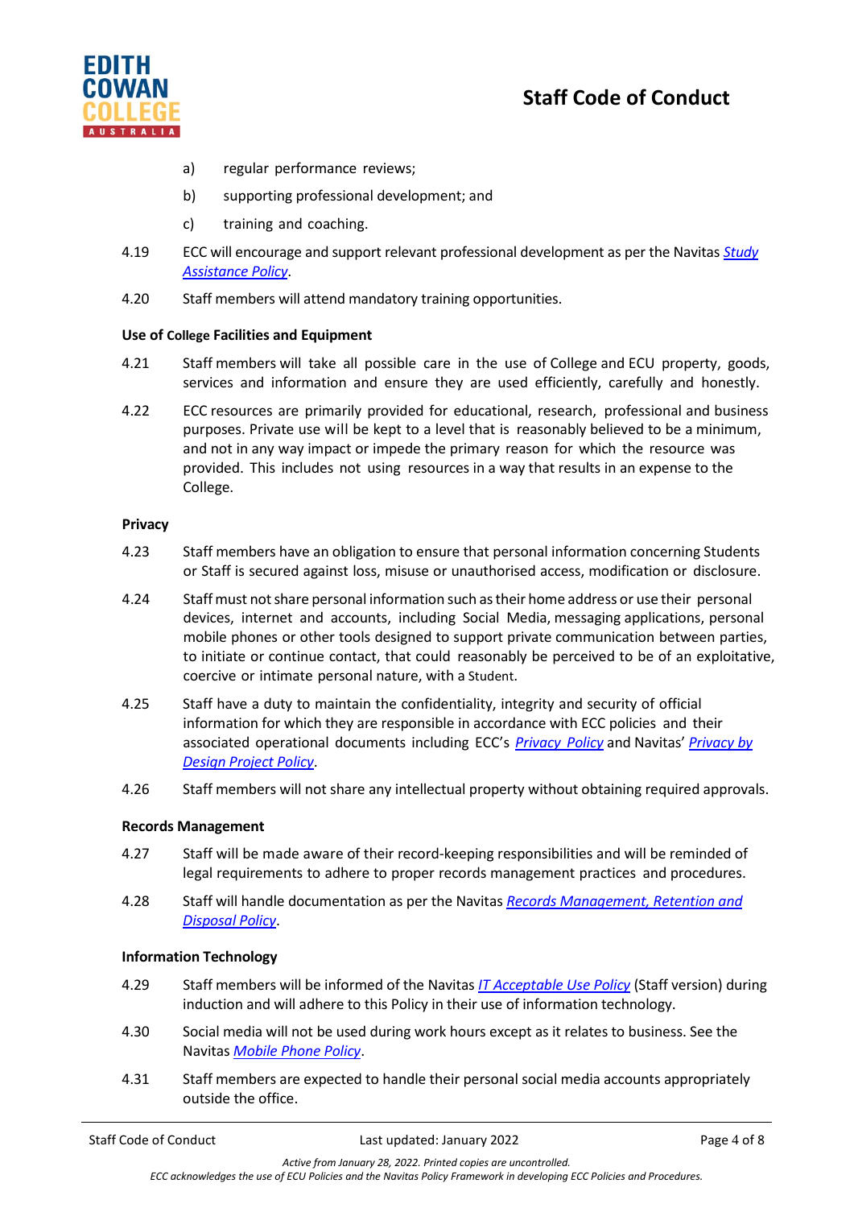a) regular performance reviews;

b) supporting professional development; and

c) training and coaching.

4.19 ECC will encourage and support relevant professional development as per the Navitas *Study Assistance Policy*.

4.20 Staff members will attend mandatory training opportunities.

### Use of College Facilities and Equipment

4.21 Staff members will take all possible care in the use of College and ECU property, goods, services and information and ensure they are used efficiently, carefully and honestly.

4.22 ECC resources are primarily provided for educational, research, professional and business purposes. Private use will be kept to a level that is reasonably believed to be a minimum, and not in any way impact or impede the primary reason for which the resource was provided. This includes not using resources in a way that results in an expense to the College.

### Privacy

4.23 Staff members have an obligation to ensure that personal information concerning Students or Staff is secured against loss, misuse or unauthorised access, modification or disclosure.

4.24 Staff must not share personal information such as their home address or use their personal devices, internet and accounts, including Social Media, messaging applications, personal mobile phones or other tools designed to support private communication between parties, to initiate or continue contact, that could reasonably be perceived to be of an exploitative, coercive or intimate personal nature, with a Student.

4.25 Staff have a duty to maintain the confidentiality, integrity and security of official information for which they are responsible in accordance with ECC policies and their associated operational documents including ECC's *Privacy Policy* and Navitas' *Privacy by Design Project Policy*.

4.26 Staff members will not share any intellectual property without obtaining required approvals.

### Records Management

4.27 Staff will be made aware of their record-keeping responsibilities and will be reminded of legal requirements to adhere to proper records management practices and procedures.

4.28 Staff will handle documentation as per the Navitas *Records Management, Retention and Disposal Policy*.

### Information Technology

4.29 Staff members will be informed of the Navitas *IT Acceptable Use Policy* (Staff version) during induction and will adhere to this Policy in their use of information technology.

4.30 Social media will not be used during work hours except as it relates to business. See the Navitas *Mobile Phone Policy*.

4.31 Staff members are expected to handle their personal social media accounts appropriately outside the office.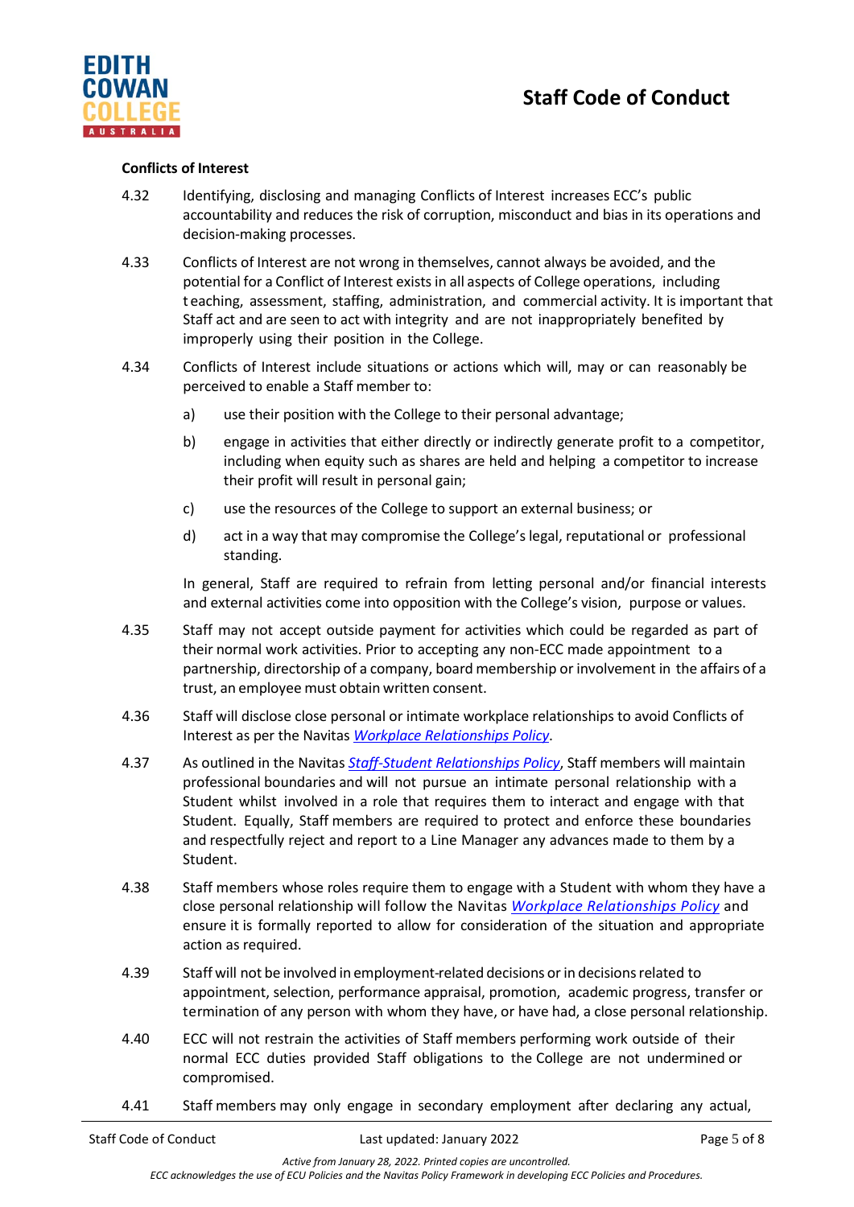**Conflicts of Interest**

4.32 Identifying, disclosing and managing Conflicts of Interest increases ECC's public accountability and reduces the risk of corruption, misconduct and bias in its operations and decision-making processes.

4.33 Conflicts of Interest are not wrong in themselves, cannot always be avoided, and the potential for a Conflict of Interest exists in all aspects of College operations, including teaching, assessment, staffing, administration, and commercial activity. It is important that Staff act and are seen to act with integrity and are not inappropriately benefited by improperly using their position in the College.

4.34 Conflicts of Interest include situations or actions which will, may or can reasonably be perceived to enable a Staff member to:

a) use their position with the College to their personal advantage;

b) engage in activities that either directly or indirectly generate profit to a competitor, including when equity such as shares are held and helping a competitor to increase their profit will result in personal gain;

c) use the resources of the College to support an external business; or

d) act in a way that may compromise the College's legal, reputational or professional standing.

In general, Staff are required to refrain from letting personal and/or financial interests and external activities come into opposition with the College's vision, purpose or values.

4.35 Staff may not accept outside payment for activities which could be regarded as part of their normal work activities. Prior to accepting any non-ECC made appointment to a partnership, directorship of a company, board membership or involvement in the affairs of a trust, an employee must obtain written consent.

4.36 Staff will disclose close personal or intimate workplace relationships to avoid Conflicts of Interest as per the Navitas *Workplace Relationships Policy*.

4.37 As outlined in the Navitas *Staff-Student Relationships Policy*, Staff members will maintain professional boundaries and will not pursue an intimate personal relationship with a Student whilst involved in a role that requires them to interact and engage with that Student. Equally, Staff members are required to protect and enforce these boundaries and respectfully reject and report to a Line Manager any advances made to them by a Student.

4.38 Staff members whose roles require them to engage with a Student with whom they have a close personal relationship will follow the Navitas *Workplace Relationships Policy* and ensure it is formally reported to allow for consideration of the situation and appropriate action as required.

4.39 Staff will not be involved in employment-related decisions or in decisions related to appointment, selection, performance appraisal, promotion, academic progress, transfer or termination of any person with whom they have, or have had, a close personal relationship.

4.40 ECC will not restrain the activities of Staff members performing work outside of their normal ECC duties provided Staff obligations to the College are not undermined or compromised.

4.41 Staff members may only engage in secondary employment after declaring any actual,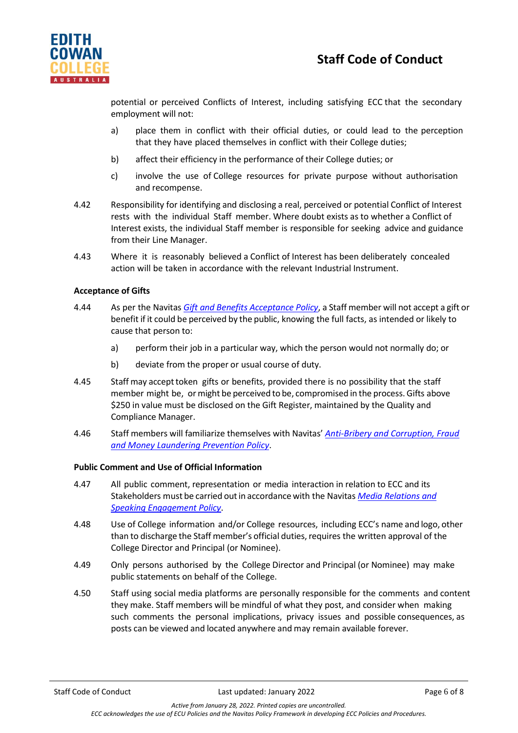potential or perceived Conflicts of Interest, including satisfying ECC that the secondary employment will not:

a) place them in conflict with their official duties, or could lead to the perception that they have placed themselves in conflict with their College duties;

b) affect their efficiency in the performance of their College duties; or

c) involve the use of College resources for private purpose without authorisation and recompense.

4.42 Responsibility for identifying and disclosing a real, perceived or potential Conflict of Interest rests with the individual Staff member. Where doubt exists as to whether a Conflict of Interest exists, the individual Staff member is responsible for seeking advice and guidance from their Line Manager.

4.43 Where it is reasonably believed a Conflict of Interest has been deliberately concealed action will be taken in accordance with the relevant Industrial Instrument.

**Acceptance of Gifts**

4.44 As per the Navitas *Gift and Benefits Acceptance Policy*, a Staff member will not accept a gift or benefit if it could be perceived by the public, knowing the full facts, as intended or likely to cause that person to:

a) perform their job in a particular way, which the person would not normally do; or

b) deviate from the proper or usual course of duty.

4.45 Staff may accept token gifts or benefits, provided there is no possibility that the staff member might be, or might be perceived to be, compromised in the process. Gifts above $250 in value must be disclosed on the Gift Register, maintained by the Quality and Compliance Manager.

4.46 Staff members will familiarize themselves with Navitas' *Anti-Bribery and Corruption, Fraud and Money Laundering Prevention Policy*.

**Public Comment and Use of Official Information**

4.47 All public comment, representation or media interaction in relation to ECC and its Stakeholders must be carried out in accordance with the Navitas *Media Relations and Speaking Engagement Policy*.

4.48 Use of College information and/or College resources, including ECC's name and logo, other than to discharge the Staff member's official duties, requires the written approval of the College Director and Principal (or Nominee).

4.49 Only persons authorised by the College Director and Principal (or Nominee) may make public statements on behalf of the College.

4.50 Staff using social media platforms are personally responsible for the comments and content they make. Staff members will be mindful of what they post, and consider when making such comments the personal implications, privacy issues and possible consequences, as posts can be viewed and located anywhere and may remain available forever.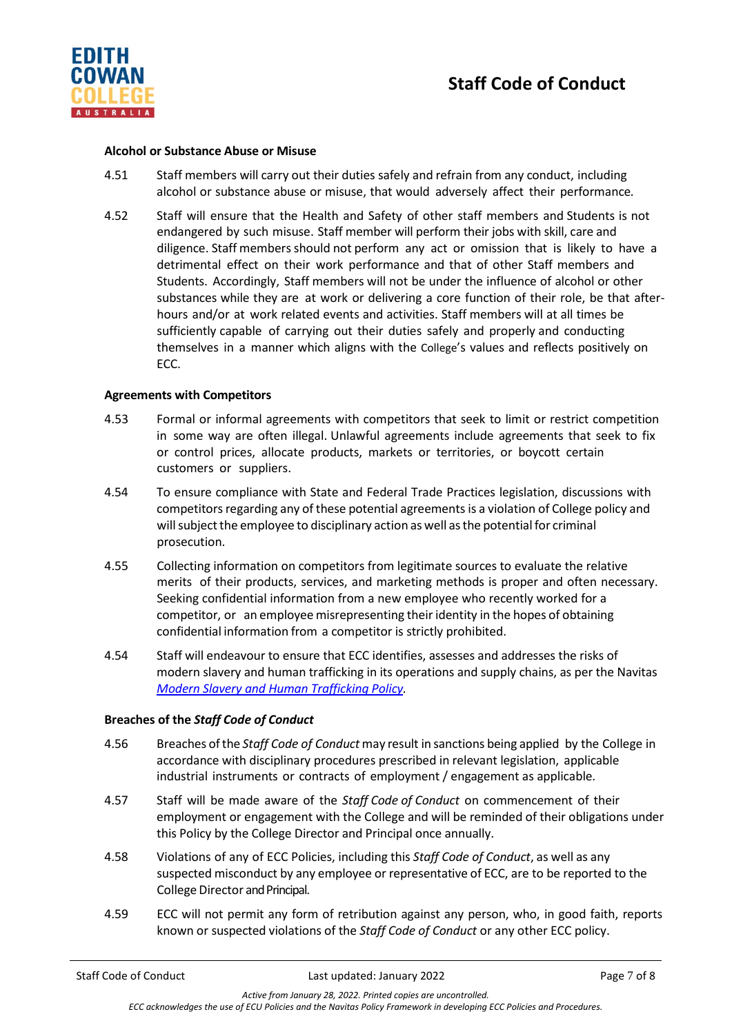#### Alcohol or Substance Abuse or Misuse

4.51 Staff members will carry out their duties safely and refrain from any conduct, including alcohol or substance abuse or misuse, that would adversely affect their performance.

4.52 Staff will ensure that the Health and Safety of other staff members and Students is not endangered by such misuse. Staff member will perform their jobs with skill, care and diligence. Staff members should not perform any act or omission that is likely to have a detrimental effect on their work performance and that of other Staff members and Students. Accordingly, Staff members will not be under the influence of alcohol or other substances while they are at work or delivering a core function of their role, be that after-hours and/or at work related events and activities. Staff members will at all times be sufficiently capable of carrying out their duties safely and properly and conducting themselves in a manner which aligns with the College's values and reflects positively on ECC.

#### Agreements with Competitors

4.53 Formal or informal agreements with competitors that seek to limit or restrict competition in some way are often illegal. Unlawful agreements include agreements that seek to fix or control prices, allocate products, markets or territories, or boycott certain customers or suppliers.

4.54 To ensure compliance with State and Federal Trade Practices legislation, discussions with competitors regarding any of these potential agreements is a violation of College policy and will subject the employee to disciplinary action as well as the potential for criminal prosecution.

4.55 Collecting information on competitors from legitimate sources to evaluate the relative merits of their products, services, and marketing methods is proper and often necessary. Seeking confidential information from a new employee who recently worked for a competitor, or an employee misrepresenting their identity in the hopes of obtaining confidential information from a competitor is strictly prohibited.

4.54 Staff will endeavour to ensure that ECC identifies, assesses and addresses the risks of modern slavery and human trafficking in its operations and supply chains, as per the Navitas *Modern Slavery and Human Trafficking Policy*.

#### Breaches of the *Staff Code of Conduct*

4.56 Breaches of the *Staff Code of Conduct* may result in sanctions being applied by the College in accordance with disciplinary procedures prescribed in relevant legislation, applicable industrial instruments or contracts of employment / engagement as applicable.

4.57 Staff will be made aware of the *Staff Code of Conduct* on commencement of their employment or engagement with the College and will be reminded of their obligations under this Policy by the College Director and Principal once annually.

4.58 Violations of any of ECC Policies, including this *Staff Code of Conduct*, as well as any suspected misconduct by any employee or representative of ECC, are to be reported to the College Director and Principal.

4.59 ECC will not permit any form of retribution against any person, who, in good faith, reports known or suspected violations of the *Staff Code of Conduct* or any other ECC policy.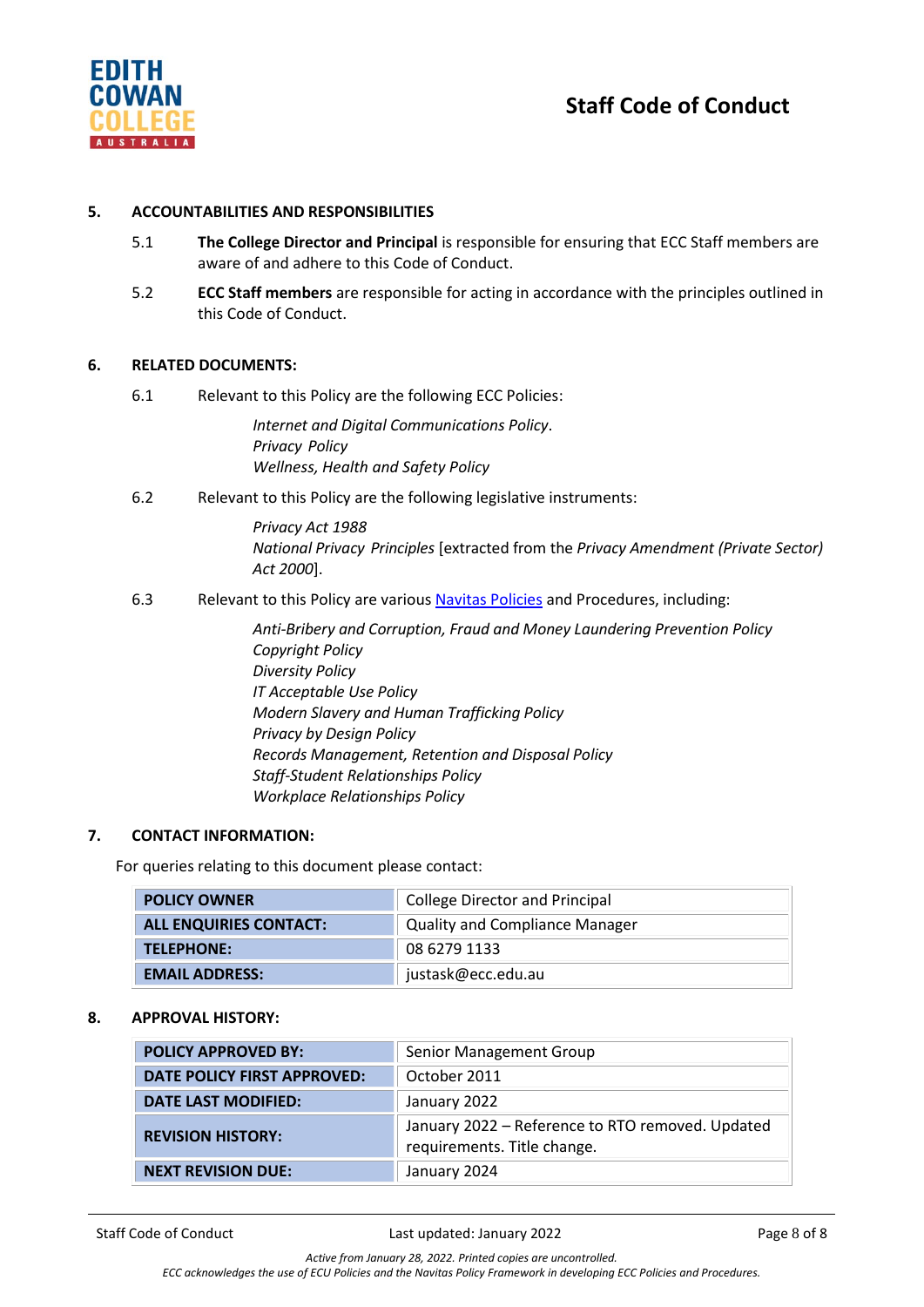## 5. ACCOUNTABILITIES AND RESPONSIBILITIES

5.1 **The College Director and Principal** is responsible for ensuring that ECC Staff members are aware of and adhere to this Code of Conduct.

5.2 **ECC Staff members** are responsible for acting in accordance with the principles outlined in this Code of Conduct.

## 6. RELATED DOCUMENTS:

6.1 Relevant to this Policy are the following ECC Policies:

*Internet and Digital Communications Policy*.
*Privacy Policy*
*Wellness, Health and Safety Policy*

6.2 Relevant to this Policy are the following legislative instruments:

*Privacy Act 1988*
*National Privacy Principles* [extracted from the *Privacy Amendment (Private Sector) Act 2000*].

6.3 Relevant to this Policy are various Navitas Policies and Procedures, including:

*Anti-Bribery and Corruption, Fraud and Money Laundering Prevention Policy*
*Copyright Policy*
*Diversity Policy*
*IT Acceptable Use Policy*
*Modern Slavery and Human Trafficking Policy*
*Privacy by Design Policy*
*Records Management, Retention and Disposal Policy*
*Staff-Student Relationships Policy*
*Workplace Relationships Policy*

## 7. CONTACT INFORMATION:

For queries relating to this document please contact:

| | |
|---|---|
| **POLICY OWNER** | College Director and Principal |
| **ALL ENQUIRIES CONTACT:** | Quality and Compliance Manager |
| **TELEPHONE:** | 08 6279 1133 |
| **EMAIL ADDRESS:** | justask@ecc.edu.au |

## 8. APPROVAL HISTORY:

| | |
|---|---|
| **POLICY APPROVED BY:** | Senior Management Group |
| **DATE POLICY FIRST APPROVED:** | October 2011 |
| **DATE LAST MODIFIED:** | January 2022 |
| **REVISION HISTORY:** | January 2022 – Reference to RTO removed. Updated requirements. Title change. |
| **NEXT REVISION DUE:** | January 2024 |

*Active from January 28, 2022. Printed copies are uncontrolled.*
*ECC acknowledges the use of ECU Policies and the Navitas Policy Framework in developing ECC Policies and Procedures.*